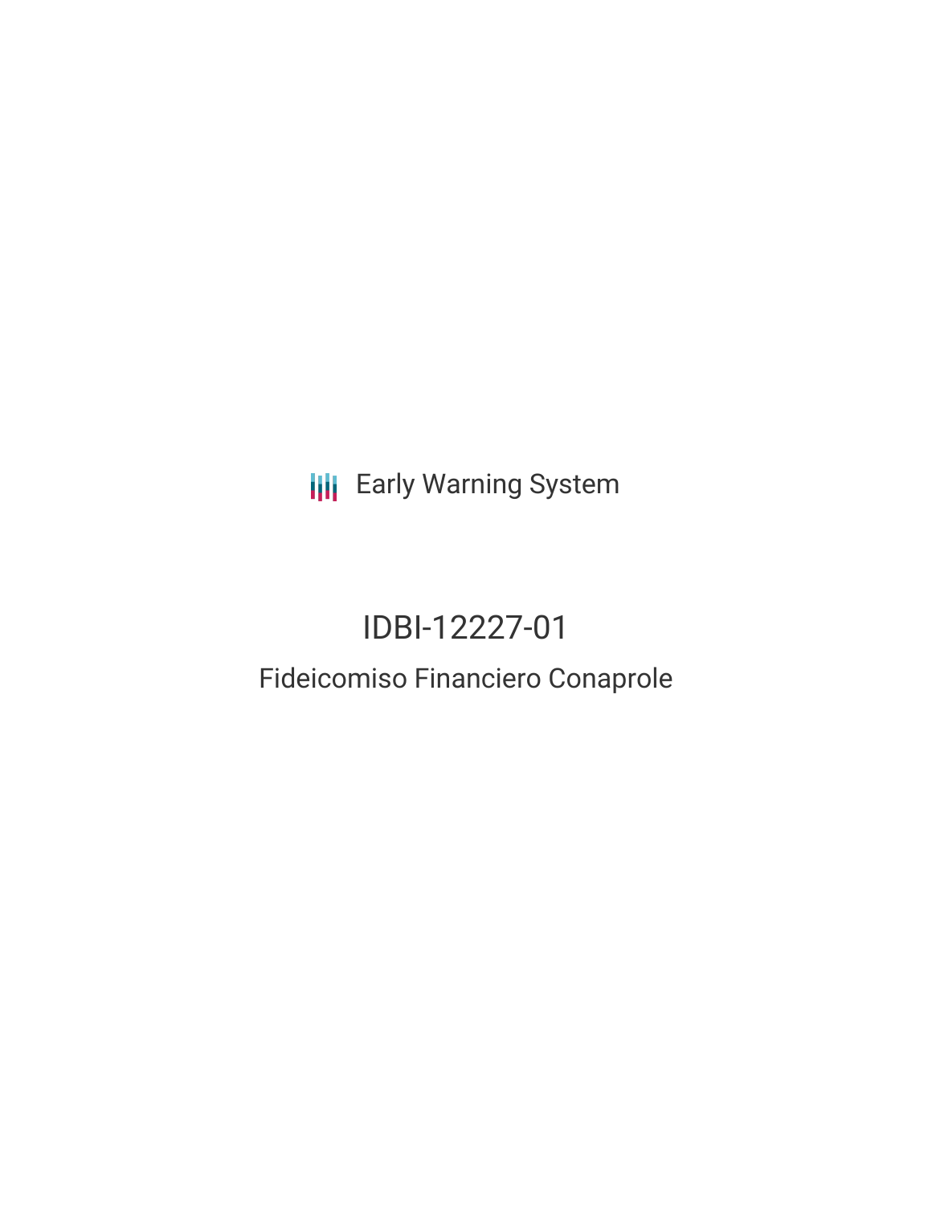Early Warning System

# IDBI-12227-01

## Fideicomiso Financiero Conaprole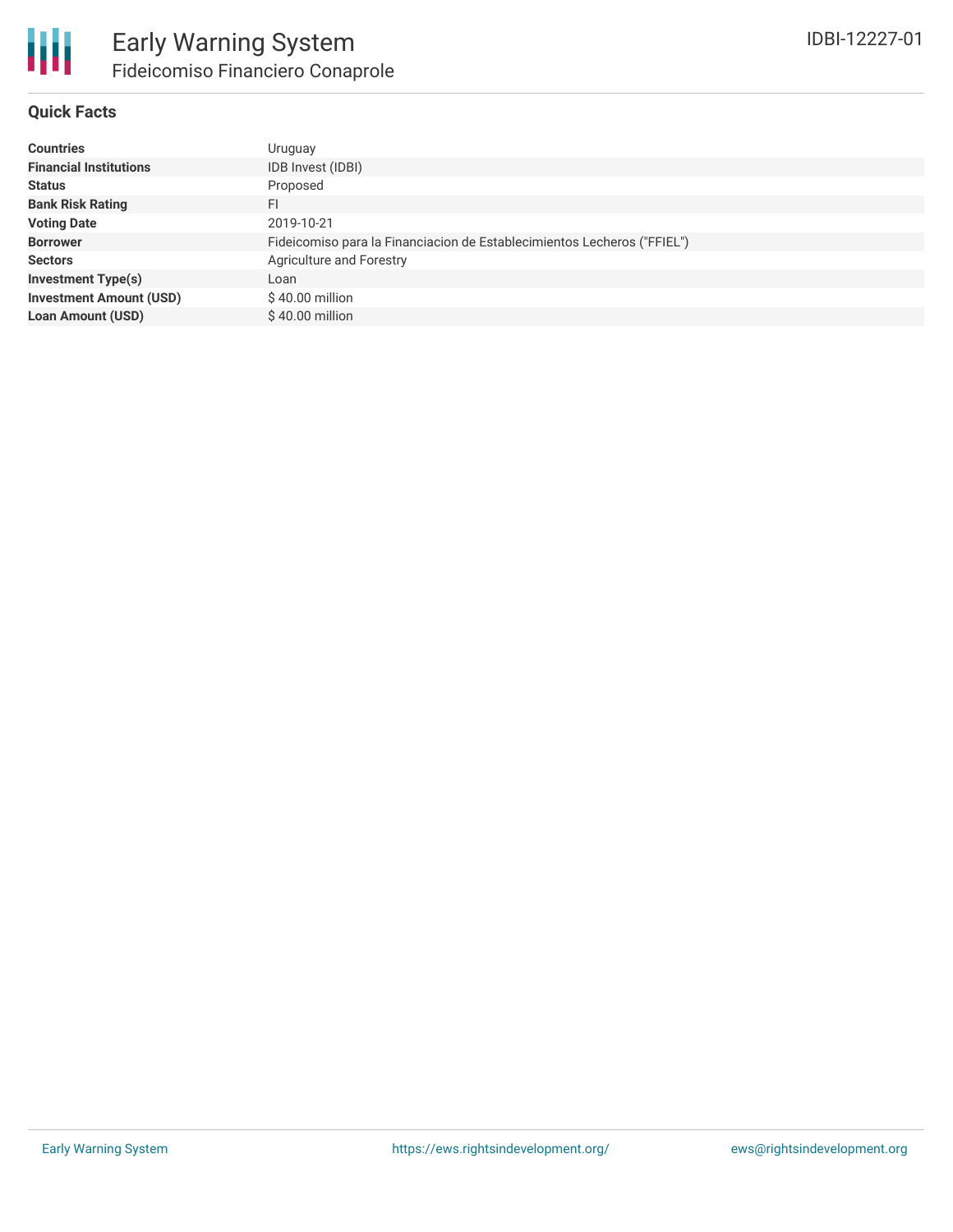# Early Warning System

## Fideicomiso Financiero Conaprole

IDBI-12227-01

### Quick Facts

| | |
|---|---|
| **Countries** | Uruguay |
| **Financial Institutions** | IDB Invest (IDBI) |
| **Status** | Proposed |
| **Bank Risk Rating** | FI |
| **Voting Date** | 2019-10-21 |
| **Borrower** | Fideicomiso para la Financiacion de Establecimientos Lecheros ("FFIEL") |
| **Sectors** | Agriculture and Forestry |
| **Investment Type(s)** | Loan |
| **Investment Amount (USD)** | $ 40.00 million |
| **Loan Amount (USD)** | $ 40.00 million |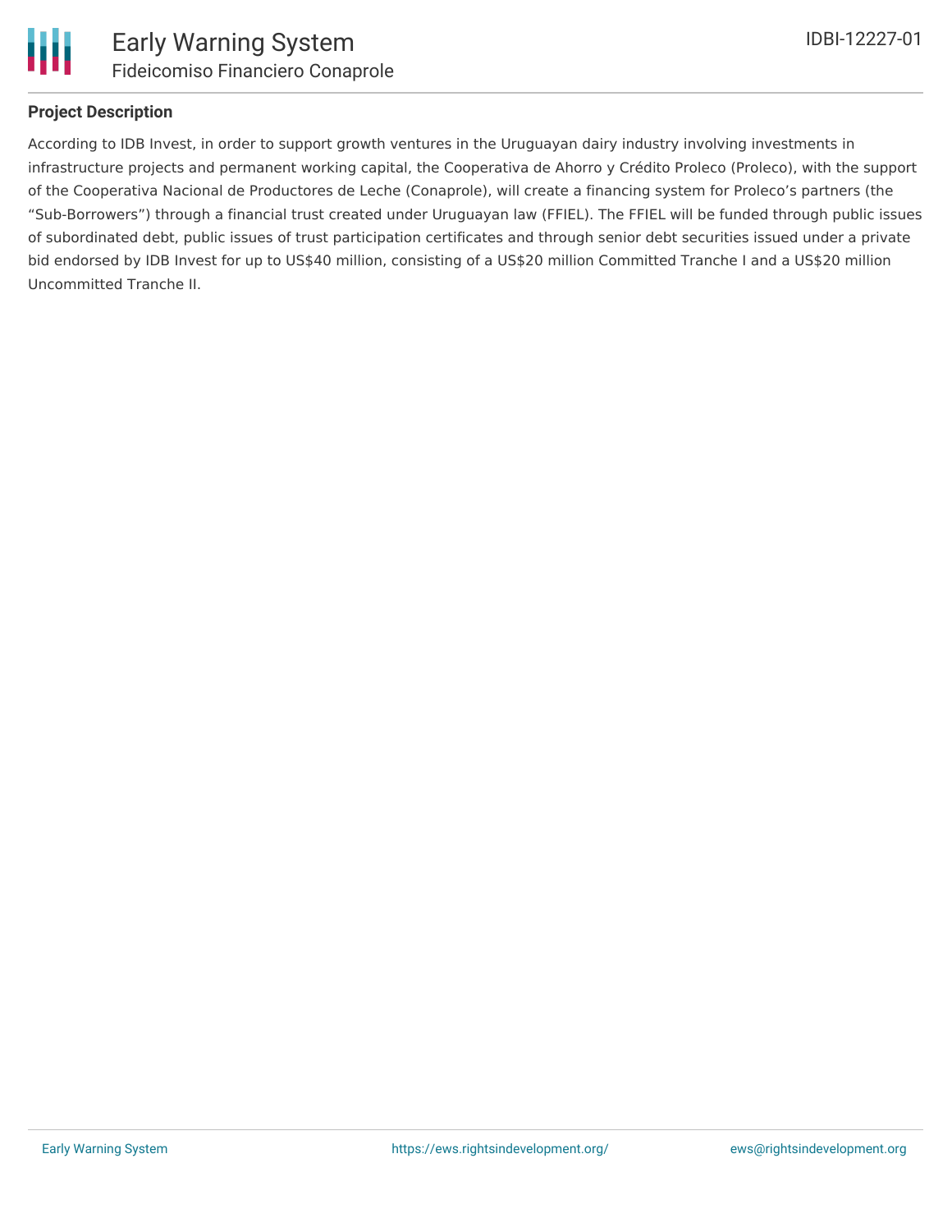## Project Description

According to IDB Invest, in order to support growth ventures in the Uruguayan dairy industry involving investments in infrastructure projects and permanent working capital, the Cooperativa de Ahorro y Crédito Proleco (Proleco), with the support of the Cooperativa Nacional de Productores de Leche (Conaprole), will create a financing system for Proleco's partners (the "Sub-Borrowers") through a financial trust created under Uruguayan law (FFIEL). The FFIEL will be funded through public issues of subordinated debt, public issues of trust participation certificates and through senior debt securities issued under a private bid endorsed by IDB Invest for up to US$40 million, consisting of a US$20 million Committed Tranche I and a US$20 million Uncommitted Tranche II.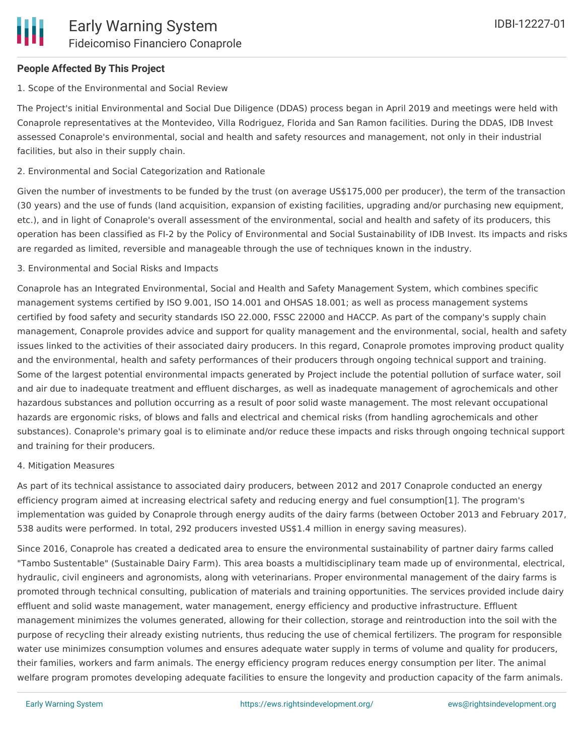## People Affected By This Project

1. Scope of the Environmental and Social Review

The Project's initial Environmental and Social Due Diligence (DDAS) process began in April 2019 and meetings were held with Conaprole representatives at the Montevideo, Villa Rodriguez, Florida and San Ramon facilities. During the DDAS, IDB Invest assessed Conaprole's environmental, social and health and safety resources and management, not only in their industrial facilities, but also in their supply chain.

2. Environmental and Social Categorization and Rationale

Given the number of investments to be funded by the trust (on average US$175,000 per producer), the term of the transaction (30 years) and the use of funds (land acquisition, expansion of existing facilities, upgrading and/or purchasing new equipment, etc.), and in light of Conaprole's overall assessment of the environmental, social and health and safety of its producers, this operation has been classified as FI-2 by the Policy of Environmental and Social Sustainability of IDB Invest. Its impacts and risks are regarded as limited, reversible and manageable through the use of techniques known in the industry.

3. Environmental and Social Risks and Impacts

Conaprole has an Integrated Environmental, Social and Health and Safety Management System, which combines specific management systems certified by ISO 9.001, ISO 14.001 and OHSAS 18.001; as well as process management systems certified by food safety and security standards ISO 22.000, FSSC 22000 and HACCP. As part of the company's supply chain management, Conaprole provides advice and support for quality management and the environmental, social, health and safety issues linked to the activities of their associated dairy producers. In this regard, Conaprole promotes improving product quality and the environmental, health and safety performances of their producers through ongoing technical support and training. Some of the largest potential environmental impacts generated by Project include the potential pollution of surface water, soil and air due to inadequate treatment and effluent discharges, as well as inadequate management of agrochemicals and other hazardous substances and pollution occurring as a result of poor solid waste management. The most relevant occupational hazards are ergonomic risks, of blows and falls and electrical and chemical risks (from handling agrochemicals and other substances). Conaprole's primary goal is to eliminate and/or reduce these impacts and risks through ongoing technical support and training for their producers.

4. Mitigation Measures

As part of its technical assistance to associated dairy producers, between 2012 and 2017 Conaprole conducted an energy efficiency program aimed at increasing electrical safety and reducing energy and fuel consumption[1]. The program's implementation was guided by Conaprole through energy audits of the dairy farms (between October 2013 and February 2017, 538 audits were performed. In total, 292 producers invested US$1.4 million in energy saving measures).

Since 2016, Conaprole has created a dedicated area to ensure the environmental sustainability of partner dairy farms called "Tambo Sustentable" (Sustainable Dairy Farm). This area boasts a multidisciplinary team made up of environmental, electrical, hydraulic, civil engineers and agronomists, along with veterinarians. Proper environmental management of the dairy farms is promoted through technical consulting, publication of materials and training opportunities. The services provided include dairy effluent and solid waste management, water management, energy efficiency and productive infrastructure. Effluent management minimizes the volumes generated, allowing for their collection, storage and reintroduction into the soil with the purpose of recycling their already existing nutrients, thus reducing the use of chemical fertilizers. The program for responsible water use minimizes consumption volumes and ensures adequate water supply in terms of volume and quality for producers, their families, workers and farm animals. The energy efficiency program reduces energy consumption per liter. The animal welfare program promotes developing adequate facilities to ensure the longevity and production capacity of the farm animals.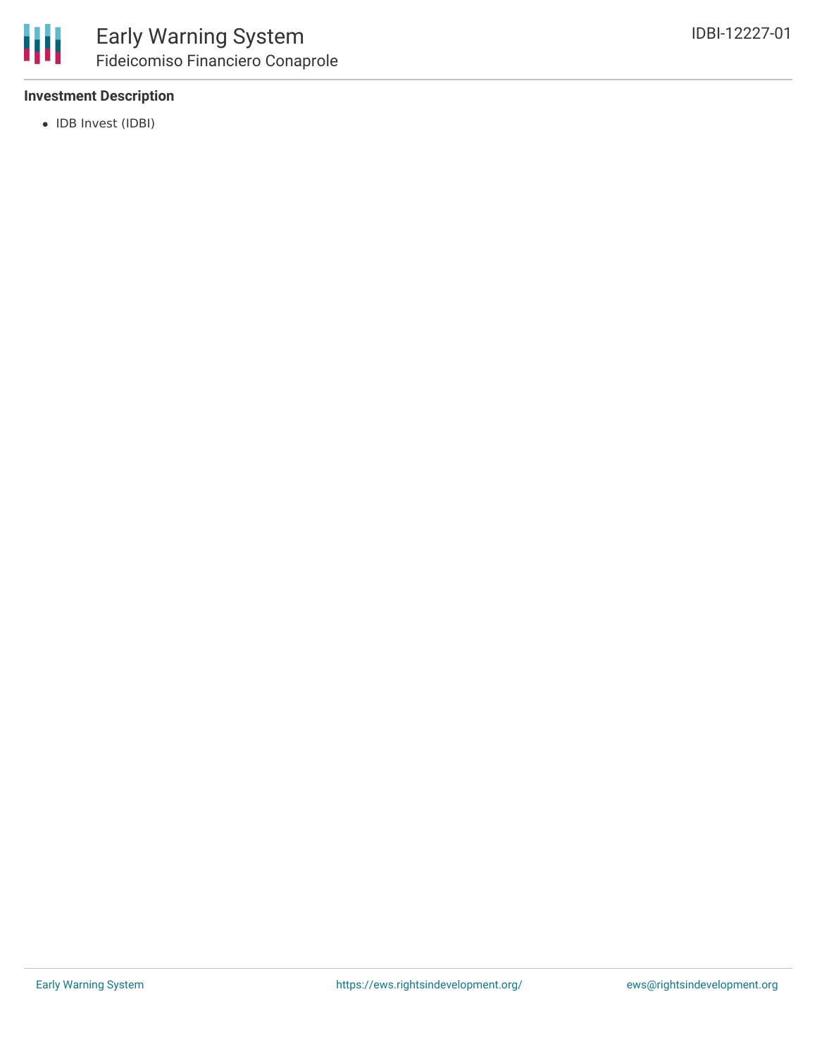### Investment Description

- IDB Invest (IDBI)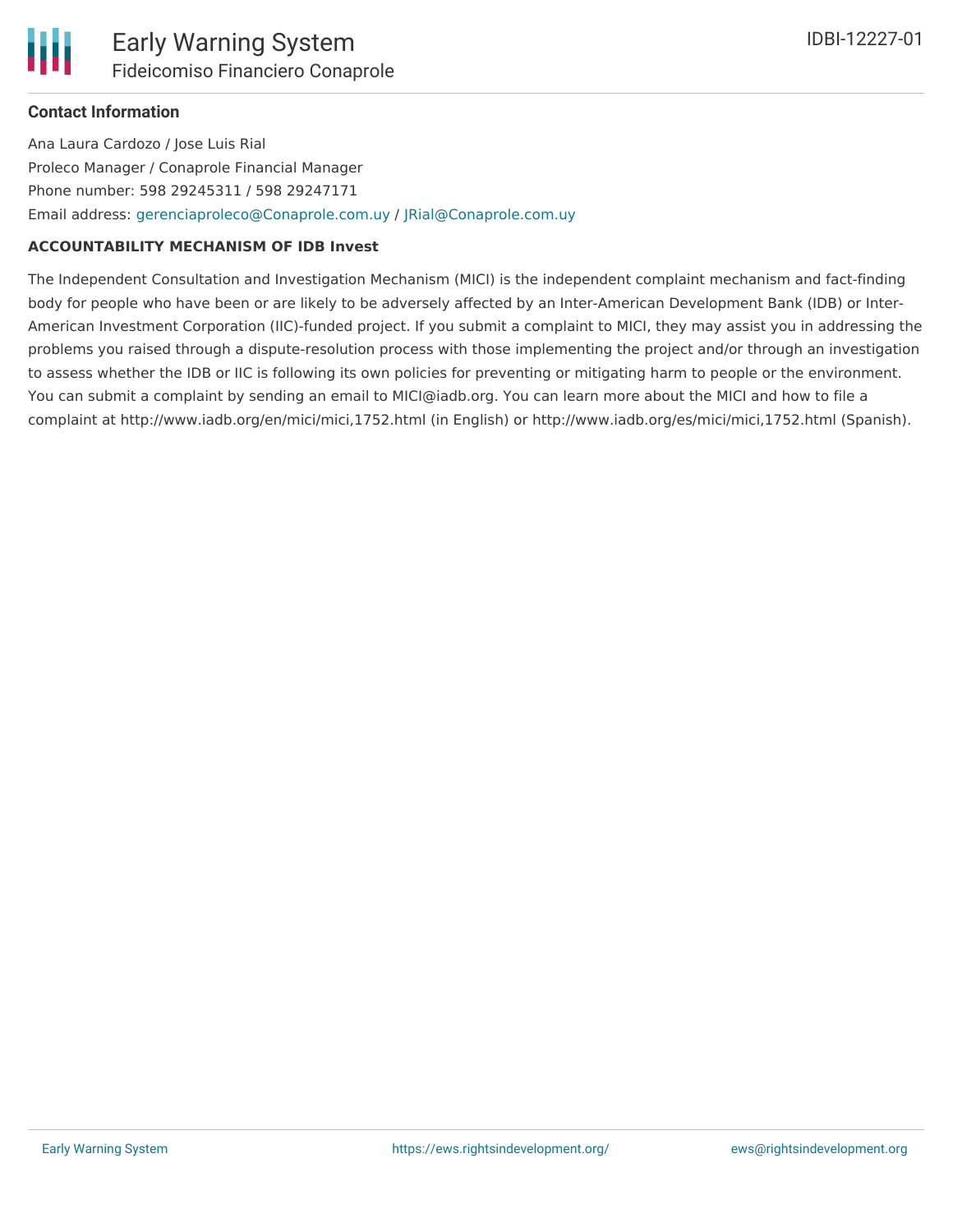## Contact Information

Ana Laura Cardozo / Jose Luis Rial

Proleco Manager / Conaprole Financial Manager

Phone number: 598 29245311 / 598 29247171

Email address: gerenciaproleco@Conaprole.com.uy / JRial@Conaprole.com.uy

**ACCOUNTABILITY MECHANISM OF IDB Invest**

The Independent Consultation and Investigation Mechanism (MICI) is the independent complaint mechanism and fact-finding body for people who have been or are likely to be adversely affected by an Inter-American Development Bank (IDB) or Inter-American Investment Corporation (IIC)-funded project. If you submit a complaint to MICI, they may assist you in addressing the problems you raised through a dispute-resolution process with those implementing the project and/or through an investigation to assess whether the IDB or IIC is following its own policies for preventing or mitigating harm to people or the environment. You can submit a complaint by sending an email to MICI@iadb.org. You can learn more about the MICI and how to file a complaint at http://www.iadb.org/en/mici/mici,1752.html (in English) or http://www.iadb.org/es/mici/mici,1752.html (Spanish).